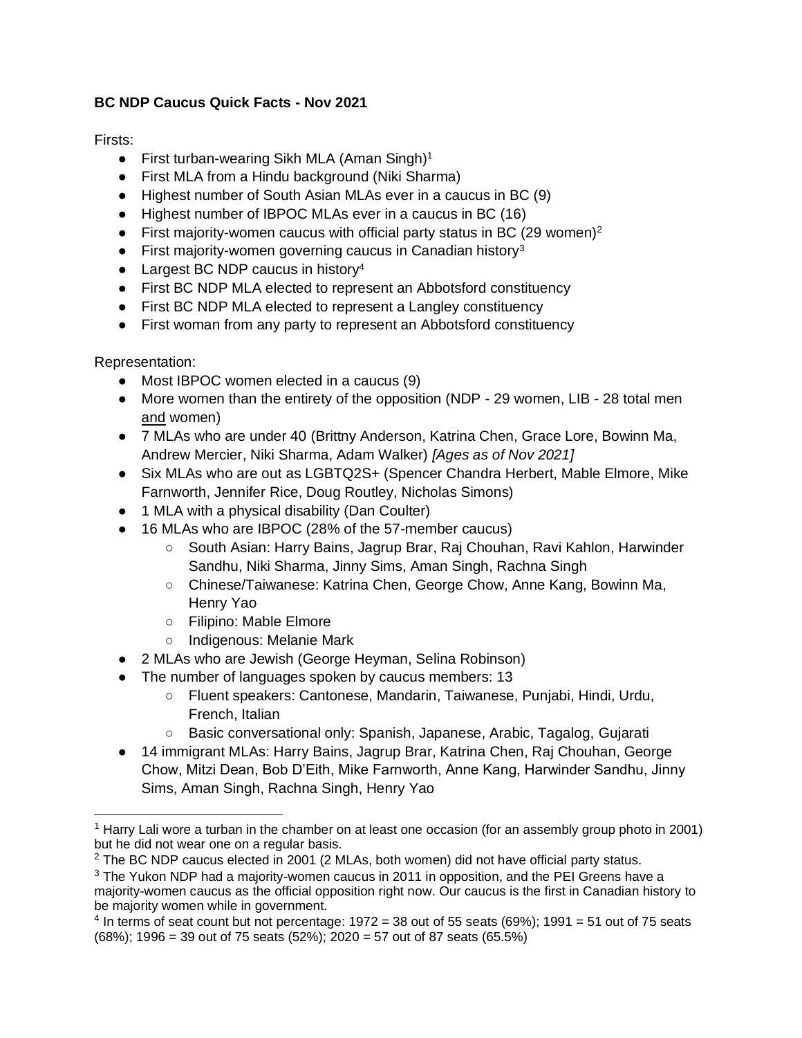**BC NDP Caucus Quick Facts - Nov 2021**

Firsts:

- First turban-wearing Sikh MLA (Aman Singh)[1]
- First MLA from a Hindu background (Niki Sharma)
- Highest number of South Asian MLAs ever in a caucus in BC (9)
- Highest number of IBPOC MLAs ever in a caucus in BC (16)
- First majority-women caucus with official party status in BC (29 women)[2]
- First majority-women governing caucus in Canadian history[3]
- Largest BC NDP caucus in history[4]
- First BC NDP MLA elected to represent an Abbotsford constituency
- First BC NDP MLA elected to represent a Langley constituency
- First woman from any party to represent an Abbotsford constituency

Representation:

- Most IBPOC women elected in a caucus (9)
- More women than the entirety of the opposition (NDP - 29 women, LIB - 28 total men <u>and</u> women)
- 7 MLAs who are under 40 (Brittny Anderson, Katrina Chen, Grace Lore, Bowinn Ma, Andrew Mercier, Niki Sharma, Adam Walker) *[Ages as of Nov 2021]*
- Six MLAs who are out as LGBTQ2S+ (Spencer Chandra Herbert, Mable Elmore, Mike Farnworth, Jennifer Rice, Doug Routley, Nicholas Simons)
- 1 MLA with a physical disability (Dan Coulter)
- 16 MLAs who are IBPOC (28% of the 57-member caucus)
  - South Asian: Harry Bains, Jagrup Brar, Raj Chouhan, Ravi Kahlon, Harwinder Sandhu, Niki Sharma, Jinny Sims, Aman Singh, Rachna Singh
  - Chinese/Taiwanese: Katrina Chen, George Chow, Anne Kang, Bowinn Ma, Henry Yao
  - Filipino: Mable Elmore
  - Indigenous: Melanie Mark
- 2 MLAs who are Jewish (George Heyman, Selina Robinson)
- The number of languages spoken by caucus members: 13
  - Fluent speakers: Cantonese, Mandarin, Taiwanese, Punjabi, Hindi, Urdu, French, Italian
  - Basic conversational only: Spanish, Japanese, Arabic, Tagalog, Gujarati
- 14 immigrant MLAs: Harry Bains, Jagrup Brar, Katrina Chen, Raj Chouhan, George Chow, Mitzi Dean, Bob D'Eith, Mike Farnworth, Anne Kang, Harwinder Sandhu, Jinny Sims, Aman Singh, Rachna Singh, Henry Yao

---

[1] Harry Lali wore a turban in the chamber on at least one occasion (for an assembly group photo in 2001) but he did not wear one on a regular basis.

[2] The BC NDP caucus elected in 2001 (2 MLAs, both women) did not have official party status.

[3] The Yukon NDP had a majority-women caucus in 2011 in opposition, and the PEI Greens have a majority-women caucus as the official opposition right now. Our caucus is the first in Canadian history to be majority women while in government.

[4] In terms of seat count but not percentage: 1972 = 38 out of 55 seats (69%); 1991 = 51 out of 75 seats (68%); 1996 = 39 out of 75 seats (52%); 2020 = 57 out of 87 seats (65.5%)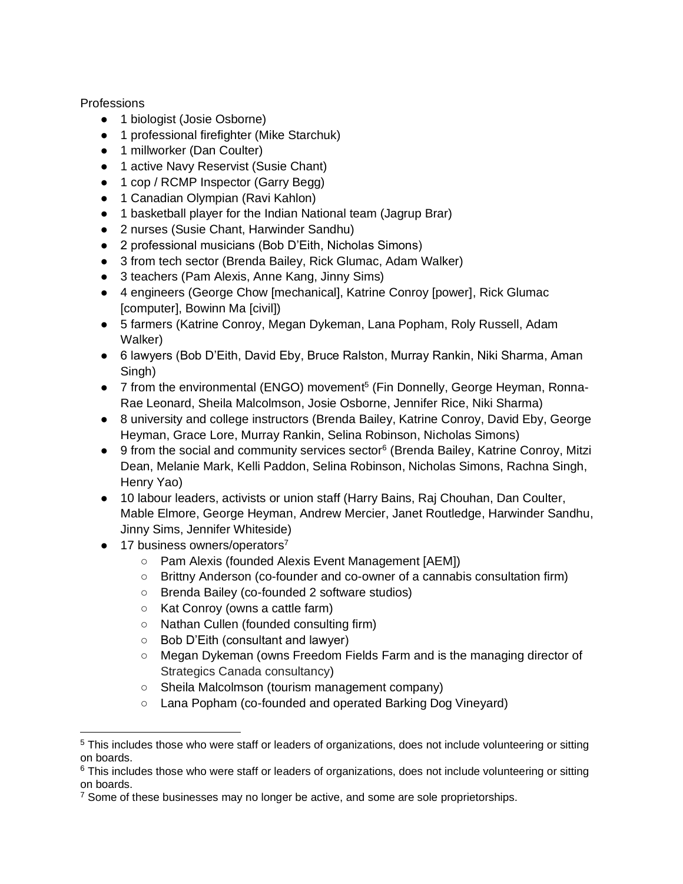Professions

- 1 biologist (Josie Osborne)
- 1 professional firefighter (Mike Starchuk)
- 1 millworker (Dan Coulter)
- 1 active Navy Reservist (Susie Chant)
- 1 cop / RCMP Inspector (Garry Begg)
- 1 Canadian Olympian (Ravi Kahlon)
- 1 basketball player for the Indian National team (Jagrup Brar)
- 2 nurses (Susie Chant, Harwinder Sandhu)
- 2 professional musicians (Bob D'Eith, Nicholas Simons)
- 3 from tech sector (Brenda Bailey, Rick Glumac, Adam Walker)
- 3 teachers (Pam Alexis, Anne Kang, Jinny Sims)
- 4 engineers (George Chow [mechanical], Katrine Conroy [power], Rick Glumac [computer], Bowinn Ma [civil])
- 5 farmers (Katrine Conroy, Megan Dykeman, Lana Popham, Roly Russell, Adam Walker)
- 6 lawyers (Bob D'Eith, David Eby, Bruce Ralston, Murray Rankin, Niki Sharma, Aman Singh)
- 7 from the environmental (ENGO) movement[5] (Fin Donnelly, George Heyman, Ronna-Rae Leonard, Sheila Malcolmson, Josie Osborne, Jennifer Rice, Niki Sharma)
- 8 university and college instructors (Brenda Bailey, Katrine Conroy, David Eby, George Heyman, Grace Lore, Murray Rankin, Selina Robinson, Nicholas Simons)
- 9 from the social and community services sector[6] (Brenda Bailey, Katrine Conroy, Mitzi Dean, Melanie Mark, Kelli Paddon, Selina Robinson, Nicholas Simons, Rachna Singh, Henry Yao)
- 10 labour leaders, activists or union staff (Harry Bains, Raj Chouhan, Dan Coulter, Mable Elmore, George Heyman, Andrew Mercier, Janet Routledge, Harwinder Sandhu, Jinny Sims, Jennifer Whiteside)
- 17 business owners/operators[7]
    - Pam Alexis (founded Alexis Event Management [AEM])
    - Brittny Anderson (co-founder and co-owner of a cannabis consultation firm)
    - Brenda Bailey (co-founded 2 software studios)
    - Kat Conroy (owns a cattle farm)
    - Nathan Cullen (founded consulting firm)
    - Bob D'Eith (consultant and lawyer)
    - Megan Dykeman (owns Freedom Fields Farm and is the managing director of Strategics Canada consultancy)
    - Sheila Malcolmson (tourism management company)
    - Lana Popham (co-founded and operated Barking Dog Vineyard)

[5] This includes those who were staff or leaders of organizations, does not include volunteering or sitting on boards.

[6] This includes those who were staff or leaders of organizations, does not include volunteering or sitting on boards.

[7] Some of these businesses may no longer be active, and some are sole proprietorships.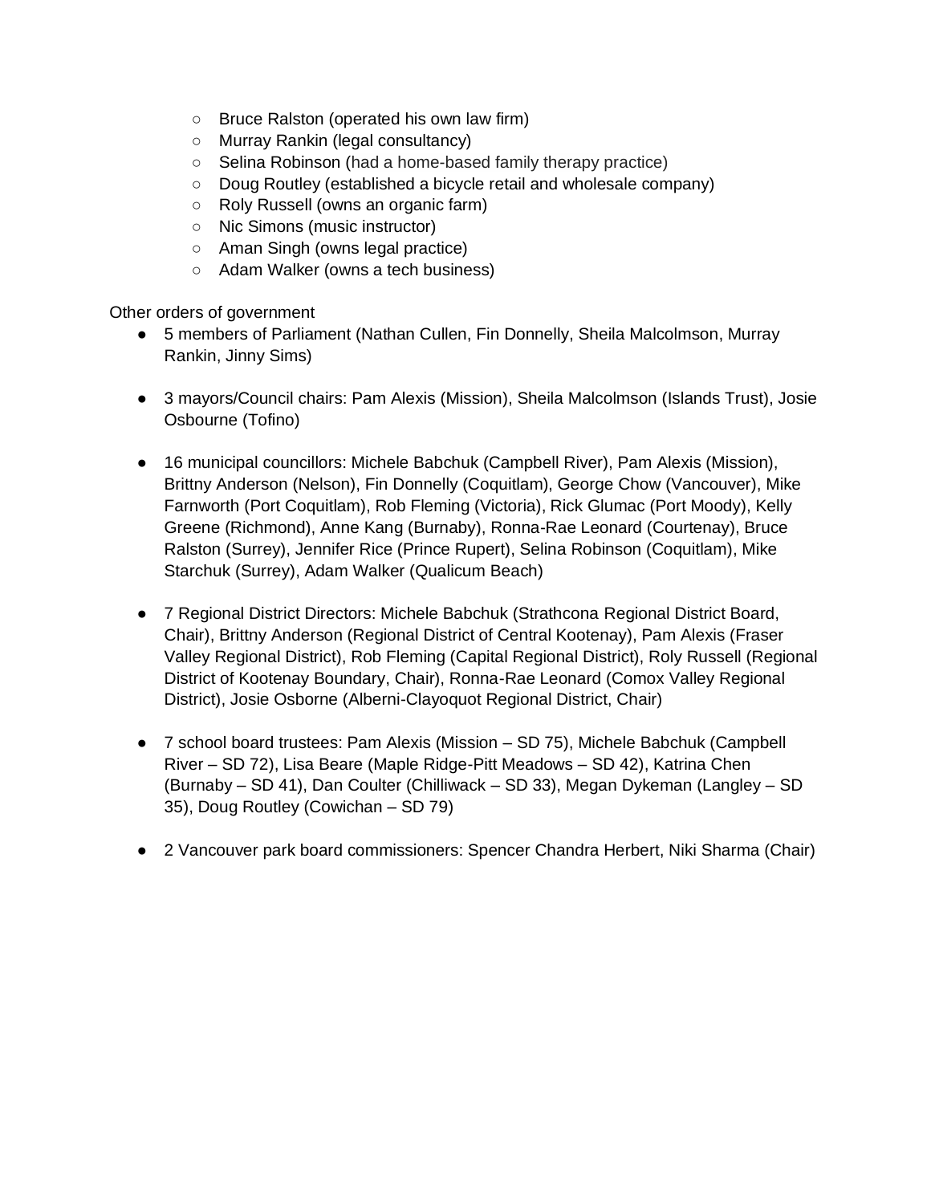- Bruce Ralston (operated his own law firm)
- Murray Rankin (legal consultancy)
- Selina Robinson (had a home-based family therapy practice)
- Doug Routley (established a bicycle retail and wholesale company)
- Roly Russell (owns an organic farm)
- Nic Simons (music instructor)
- Aman Singh (owns legal practice)
- Adam Walker (owns a tech business)

Other orders of government

- 5 members of Parliament (Nathan Cullen, Fin Donnelly, Sheila Malcolmson, Murray Rankin, Jinny Sims)

- 3 mayors/Council chairs: Pam Alexis (Mission), Sheila Malcolmson (Islands Trust), Josie Osbourne (Tofino)

- 16 municipal councillors: Michele Babchuk (Campbell River), Pam Alexis (Mission), Brittny Anderson (Nelson), Fin Donnelly (Coquitlam), George Chow (Vancouver), Mike Farnworth (Port Coquitlam), Rob Fleming (Victoria), Rick Glumac (Port Moody), Kelly Greene (Richmond), Anne Kang (Burnaby), Ronna-Rae Leonard (Courtenay), Bruce Ralston (Surrey), Jennifer Rice (Prince Rupert), Selina Robinson (Coquitlam), Mike Starchuk (Surrey), Adam Walker (Qualicum Beach)

- 7 Regional District Directors: Michele Babchuk (Strathcona Regional District Board, Chair), Brittny Anderson (Regional District of Central Kootenay), Pam Alexis (Fraser Valley Regional District), Rob Fleming (Capital Regional District), Roly Russell (Regional District of Kootenay Boundary, Chair), Ronna-Rae Leonard (Comox Valley Regional District), Josie Osborne (Alberni-Clayoquot Regional District, Chair)

- 7 school board trustees: Pam Alexis (Mission – SD 75), Michele Babchuk (Campbell River – SD 72), Lisa Beare (Maple Ridge-Pitt Meadows – SD 42), Katrina Chen (Burnaby – SD 41), Dan Coulter (Chilliwack – SD 33), Megan Dykeman (Langley – SD 35), Doug Routley (Cowichan – SD 79)

- 2 Vancouver park board commissioners: Spencer Chandra Herbert, Niki Sharma (Chair)